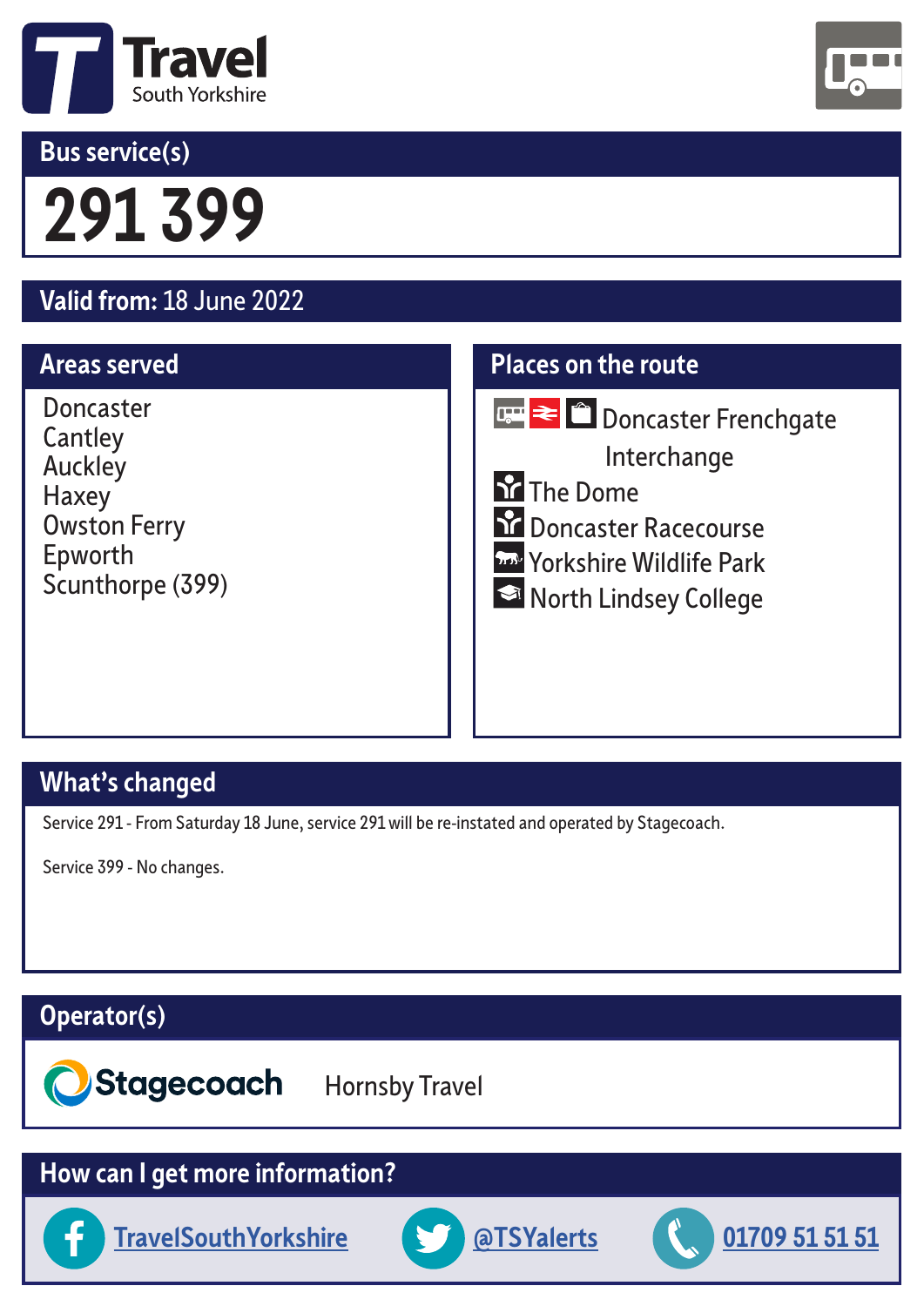# Travel South Yorkshire

## Bus service(s)

# 291 399

## Valid from: 18 June 2022

## Areas served

Doncaster
Cantley
Auckley
Haxey
Owston Ferry
Epworth
Scunthorpe (399)

## Places on the route

Doncaster Frenchgate Interchange
The Dome
Doncaster Racecourse
Yorkshire Wildlife Park
North Lindsey College

## What's changed

Service 291 - From Saturday 18 June, service 291 will be re-instated and operated by Stagecoach.

Service 399 - No changes.

## Operator(s)

Stagecoach

Hornsby Travel

## How can I get more information?

TravelSouthYorkshire

@TSYalerts

01709 51 51 51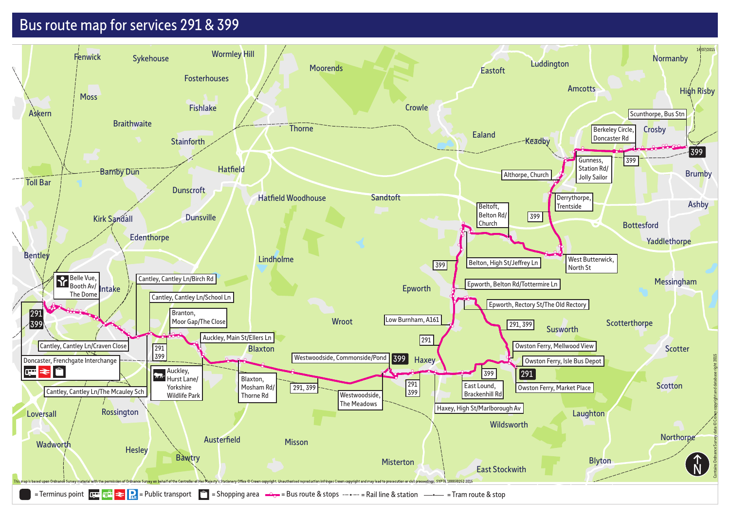# Bus route map for services 291 & 399

14/07/2015

Fenwick, Sykehouse, Wormley Hill, Moorends, Eastoft, Luddington, Normanby, Fosterhouses, Amcotts, High Risby, Moss, Fishlake, Crowle, Askern, Thorne, Braithwaite, Ealand, Keadby, Crosby, Stainforth, Barnby Dun, Hatfield, Brumby, Toll Bar, Dunscroft, Hatfield Woodhouse, Sandtoft, Ashby, Kirk Sandall, Dunsville, Bottesford, Edenthorpe, Yaddlethorpe, Bentley, Lindholme, Intake, Epworth, Messingham, Wroot, Susworth, Scotterthorpe, Blaxton, Haxey, Scotter, Scotton, Loversall, Rossington, Laughton, Wildsworth, Wadworth, Austerfield, Misson, Northorpe, Hesley, Bawtry, Misterton, East Stockwith, Blyton

Stops:

- Scunthorpe, Bus Stn — 399
- Berkeley Circle, Doncaster Rd
- Gunness, Station Rd/Jolly Sailor — 399
- Althorpe, Church
- Derrythorpe, Trentside
- Beltoft, Belton Rd/Church — 399
- West Butterwick, North St
- Belton, High St/Jeffrey Ln — 399
- Epworth, Belton Rd/Tottermire Ln
- Epworth, Rectory St/The Old Rectory — 291, 399
- Low Burnham, A161 — 291
- Owston Ferry, Mellwood View
- Owston Ferry, Isle Bus Depot
- Owston Ferry, Market Place — 291
- East Lound, Brackenhill Rd — 399
- Haxey, High St/Marlborough Av — 291, 399
- Westwoodside, Commonside/Pond — 399
- Westwoodside, The Meadows
- Blaxton, Mosham Rd/Thorne Rd — 291, 399
- Auckley, Main St/Ellers Ln
- Auckley, Hurst Lane/Yorkshire Wildlife Park
- Branton, Moor Gap/The Close
- Cantley, Cantley Ln/School Ln
- Cantley, Cantley Ln/Birch Rd — 291, 399
- Cantley, Cantley Ln/Mcauley Sch
- Cantley, Cantley Ln/Craven Close
- Belle Vue, Booth Av/The Dome
- Doncaster, Frenchgate Interchange — 291, 399

This map is based upon Ordnance Survey material with the permission of Ordnance Survey on behalf of the Controller of Her Majesty's Stationery Office © Crown copyright. Unauthorised reproduction infringes Crown copyright and may lead to prosecution or civil proceedings. SYPTE 100030252 2015

Contains Ordnance Survey data © Crown copyright and database right 2015

= Terminus point = Public transport = Shopping area = Bus route & stops = Rail line & station = Tram route & stop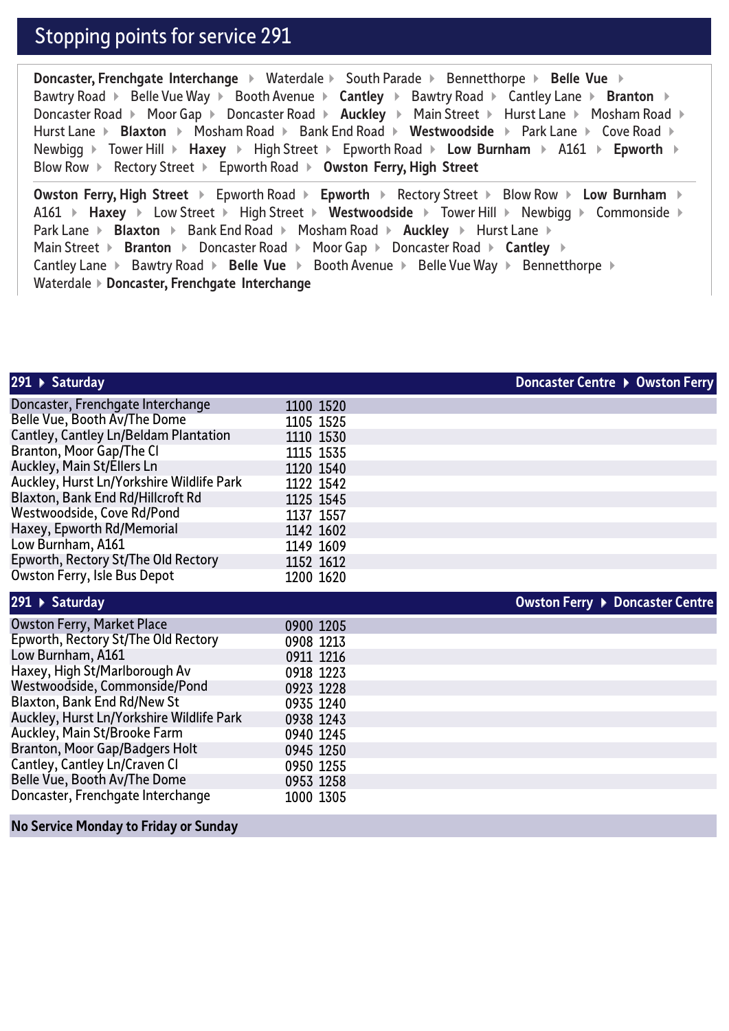# Stopping points for service 291

**Doncaster, Frenchgate Interchange** ▸ Waterdale ▸ South Parade ▸ Bennetthorpe ▸ **Belle Vue** ▸ Bawtry Road ▸ Belle Vue Way ▸ Booth Avenue ▸ **Cantley** ▸ Bawtry Road ▸ Cantley Lane ▸ **Branton** ▸ Doncaster Road ▸ Moor Gap ▸ Doncaster Road ▸ **Auckley** ▸ Main Street ▸ Hurst Lane ▸ Mosham Road ▸ Hurst Lane ▸ **Blaxton** ▸ Mosham Road ▸ Bank End Road ▸ **Westwoodside** ▸ Park Lane ▸ Cove Road ▸ Newbigg ▸ Tower Hill ▸ **Haxey** ▸ High Street ▸ Epworth Road ▸ **Low Burnham** ▸ A161 ▸ **Epworth** ▸ Blow Row ▸ Rectory Street ▸ Epworth Road ▸ **Owston Ferry, High Street**

**Owston Ferry, High Street** ▸ Epworth Road ▸ **Epworth** ▸ Rectory Street ▸ Blow Row ▸ **Low Burnham** ▸ A161 ▸ **Haxey** ▸ Low Street ▸ High Street ▸ **Westwoodside** ▸ Tower Hill ▸ Newbigg ▸ Commonside ▸ Park Lane ▸ **Blaxton** ▸ Bank End Road ▸ Mosham Road ▸ **Auckley** ▸ Hurst Lane ▸ Main Street ▸ **Branton** ▸ Doncaster Road ▸ Moor Gap ▸ Doncaster Road ▸ **Cantley** ▸ Cantley Lane ▸ Bawtry Road ▸ **Belle Vue** ▸ Booth Avenue ▸ Belle Vue Way ▸ Bennetthorpe ▸ Waterdale ▸ **Doncaster, Frenchgate Interchange**

## 291 ▸ Saturday — Doncaster Centre ▸ Owston Ferry

| Stop | | |
|---|---|---|
| Doncaster, Frenchgate Interchange | 1100 | 1520 |
| Belle Vue, Booth Av/The Dome | 1105 | 1525 |
| Cantley, Cantley Ln/Beldam Plantation | 1110 | 1530 |
| Branton, Moor Gap/The Cl | 1115 | 1535 |
| Auckley, Main St/Ellers Ln | 1120 | 1540 |
| Auckley, Hurst Ln/Yorkshire Wildlife Park | 1122 | 1542 |
| Blaxton, Bank End Rd/Hillcroft Rd | 1125 | 1545 |
| Westwoodside, Cove Rd/Pond | 1137 | 1557 |
| Haxey, Epworth Rd/Memorial | 1142 | 1602 |
| Low Burnham, A161 | 1149 | 1609 |
| Epworth, Rectory St/The Old Rectory | 1152 | 1612 |
| Owston Ferry, Isle Bus Depot | 1200 | 1620 |

## 291 ▸ Saturday — Owston Ferry ▸ Doncaster Centre

| Stop | | |
|---|---|---|
| Owston Ferry, Market Place | 0900 | 1205 |
| Epworth, Rectory St/The Old Rectory | 0908 | 1213 |
| Low Burnham, A161 | 0911 | 1216 |
| Haxey, High St/Marlborough Av | 0918 | 1223 |
| Westwoodside, Commonside/Pond | 0923 | 1228 |
| Blaxton, Bank End Rd/New St | 0935 | 1240 |
| Auckley, Hurst Ln/Yorkshire Wildlife Park | 0938 | 1243 |
| Auckley, Main St/Brooke Farm | 0940 | 1245 |
| Branton, Moor Gap/Badgers Holt | 0945 | 1250 |
| Cantley, Cantley Ln/Craven Cl | 0950 | 1255 |
| Belle Vue, Booth Av/The Dome | 0953 | 1258 |
| Doncaster, Frenchgate Interchange | 1000 | 1305 |

**No Service Monday to Friday or Sunday**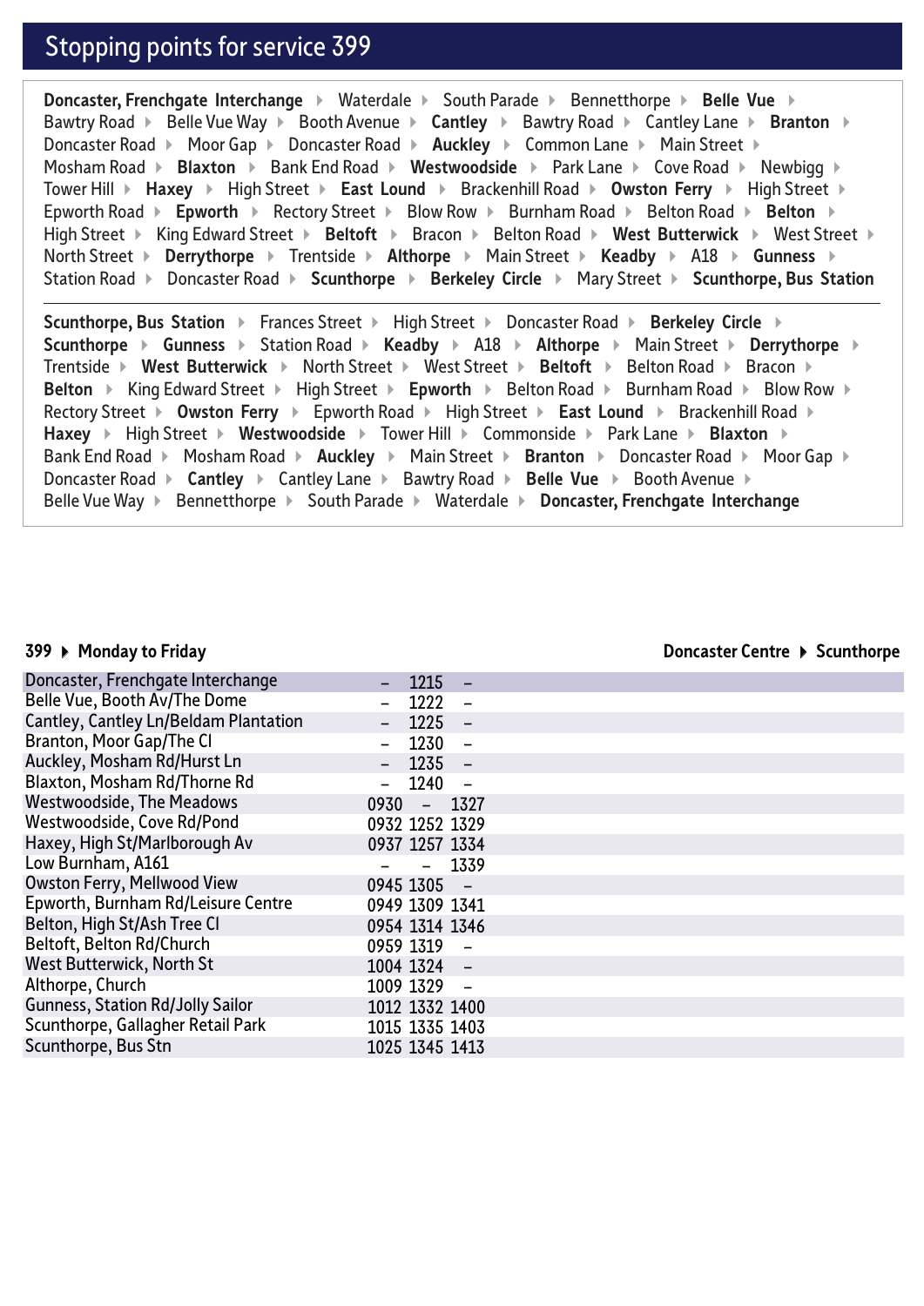## Stopping points for service 399

**Doncaster, Frenchgate Interchange** ▸ Waterdale ▸ South Parade ▸ Bennetthorpe ▸ **Belle Vue** ▸ Bawtry Road ▸ Belle Vue Way ▸ Booth Avenue ▸ **Cantley** ▸ Bawtry Road ▸ Cantley Lane ▸ **Branton** ▸ Doncaster Road ▸ Moor Gap ▸ Doncaster Road ▸ **Auckley** ▸ Common Lane ▸ Main Street ▸ Mosham Road ▸ **Blaxton** ▸ Bank End Road ▸ **Westwoodside** ▸ Park Lane ▸ Cove Road ▸ Newbigg ▸ Tower Hill ▸ **Haxey** ▸ High Street ▸ **East Lound** ▸ Brackenhill Road ▸ **Owston Ferry** ▸ High Street ▸ Epworth Road ▸ **Epworth** ▸ Rectory Street ▸ Blow Row ▸ Burnham Road ▸ Belton Road ▸ **Belton** ▸ High Street ▸ King Edward Street ▸ **Beltoft** ▸ Bracon ▸ Belton Road ▸ **West Butterwick** ▸ West Street ▸ North Street ▸ **Derrythorpe** ▸ Trentside ▸ **Althorpe** ▸ Main Street ▸ **Keadby** ▸ A18 ▸ **Gunness** ▸ Station Road ▸ Doncaster Road ▸ **Scunthorpe** ▸ **Berkeley Circle** ▸ Mary Street ▸ **Scunthorpe, Bus Station**

---

**Scunthorpe, Bus Station** ▸ Frances Street ▸ High Street ▸ Doncaster Road ▸ **Berkeley Circle** ▸ **Scunthorpe** ▸ **Gunness** ▸ Station Road ▸ **Keadby** ▸ A18 ▸ **Althorpe** ▸ Main Street ▸ **Derrythorpe** ▸ Trentside ▸ **West Butterwick** ▸ North Street ▸ West Street ▸ **Beltoft** ▸ Belton Road ▸ Bracon ▸ **Belton** ▸ King Edward Street ▸ High Street ▸ **Epworth** ▸ Belton Road ▸ Burnham Road ▸ Blow Row ▸ Rectory Street ▸ **Owston Ferry** ▸ Epworth Road ▸ High Street ▸ **East Lound** ▸ Brackenhill Road ▸ **Haxey** ▸ High Street ▸ **Westwoodside** ▸ Tower Hill ▸ Commonside ▸ Park Lane ▸ **Blaxton** ▸ Bank End Road ▸ Mosham Road ▸ **Auckley** ▸ Main Street ▸ **Branton** ▸ Doncaster Road ▸ Moor Gap ▸ Doncaster Road ▸ **Cantley** ▸ Cantley Lane ▸ Bawtry Road ▸ **Belle Vue** ▸ Booth Avenue ▸ Belle Vue Way ▸ Bennetthorpe ▸ South Parade ▸ Waterdale ▸ **Doncaster, Frenchgate Interchange**

### 399 ▸ Monday to Friday — Doncaster Centre ▸ Scunthorpe

| Stop | | | |
|---|---|---|---|
| Doncaster, Frenchgate Interchange | – | 1215 | – |
| Belle Vue, Booth Av/The Dome | – | 1222 | – |
| Cantley, Cantley Ln/Beldam Plantation | – | 1225 | – |
| Branton, Moor Gap/The Cl | – | 1230 | – |
| Auckley, Mosham Rd/Hurst Ln | – | 1235 | – |
| Blaxton, Mosham Rd/Thorne Rd | – | 1240 | – |
| Westwoodside, The Meadows | 0930 | – | 1327 |
| Westwoodside, Cove Rd/Pond | 0932 | 1252 | 1329 |
| Haxey, High St/Marlborough Av | 0937 | 1257 | 1334 |
| Low Burnham, A161 | – | – | 1339 |
| Owston Ferry, Mellwood View | 0945 | 1305 | – |
| Epworth, Burnham Rd/Leisure Centre | 0949 | 1309 | 1341 |
| Belton, High St/Ash Tree Cl | 0954 | 1314 | 1346 |
| Beltoft, Belton Rd/Church | 0959 | 1319 | – |
| West Butterwick, North St | 1004 | 1324 | – |
| Althorpe, Church | 1009 | 1329 | – |
| Gunness, Station Rd/Jolly Sailor | 1012 | 1332 | 1400 |
| Scunthorpe, Gallagher Retail Park | 1015 | 1335 | 1403 |
| Scunthorpe, Bus Stn | 1025 | 1345 | 1413 |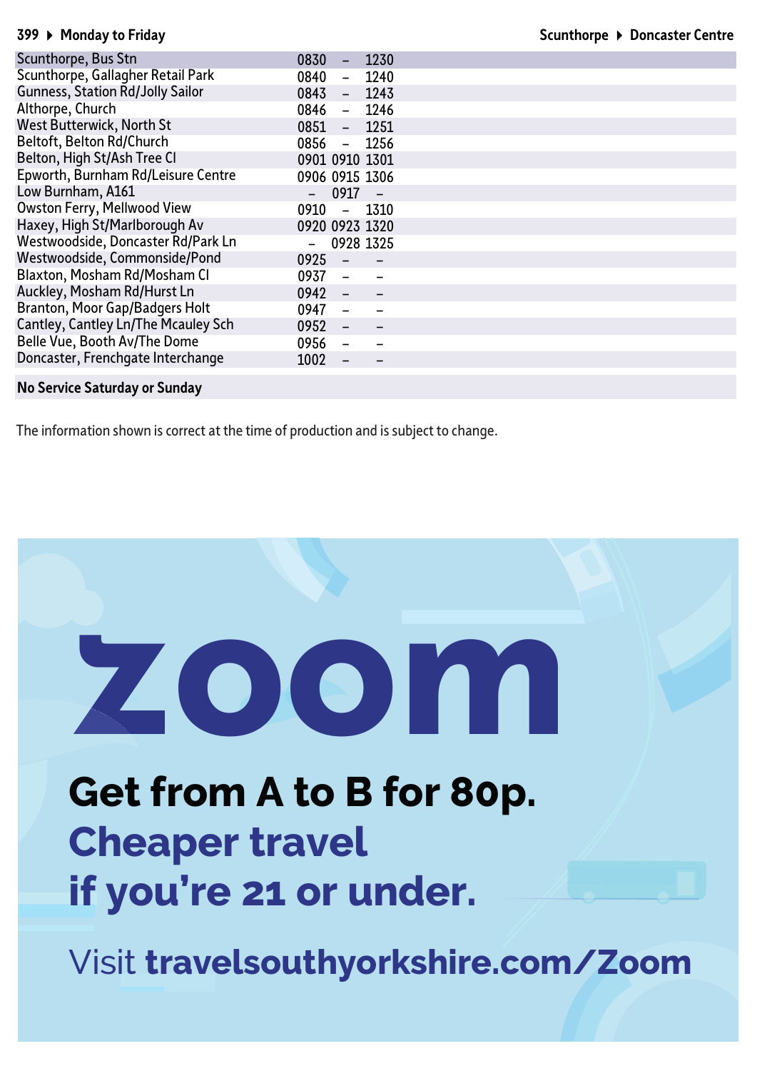## 399 ▸ Monday to Friday — Scunthorpe ▸ Doncaster Centre

| | | | |
|---|---|---|---|
| Scunthorpe, Bus Stn | 0830 | – | 1230 |
| Scunthorpe, Gallagher Retail Park | 0840 | – | 1240 |
| Gunness, Station Rd/Jolly Sailor | 0843 | – | 1243 |
| Althorpe, Church | 0846 | – | 1246 |
| West Butterwick, North St | 0851 | – | 1251 |
| Beltoft, Belton Rd/Church | 0856 | – | 1256 |
| Belton, High St/Ash Tree Cl | 0901 | 0910 | 1301 |
| Epworth, Burnham Rd/Leisure Centre | 0906 | 0915 | 1306 |
| Low Burnham, A161 | – | 0917 | – |
| Owston Ferry, Mellwood View | 0910 | – | 1310 |
| Haxey, High St/Marlborough Av | 0920 | 0923 | 1320 |
| Westwoodside, Doncaster Rd/Park Ln | – | 0928 | 1325 |
| Westwoodside, Commonside/Pond | 0925 | – | – |
| Blaxton, Mosham Rd/Mosham Cl | 0937 | – | – |
| Auckley, Mosham Rd/Hurst Ln | 0942 | – | – |
| Branton, Moor Gap/Badgers Holt | 0947 | – | – |
| Cantley, Cantley Ln/The Mcauley Sch | 0952 | – | – |
| Belle Vue, Booth Av/The Dome | 0956 | – | – |
| Doncaster, Frenchgate Interchange | 1002 | – | – |

**No Service Saturday or Sunday**

The information shown is correct at the time of production and is subject to change.

# zoom

**Get from A to B for 80p.**

**Cheaper travel if you're 21 or under.**

Visit **travelsouthyorkshire.com/Zoom**